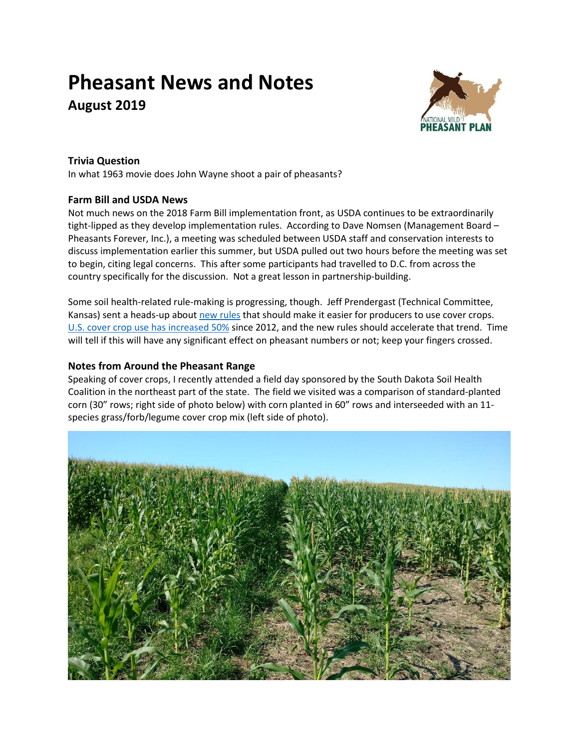# Pheasant News and Notes

## August 2019

### Trivia Question

In what 1963 movie does John Wayne shoot a pair of pheasants?

### Farm Bill and USDA News

Not much news on the 2018 Farm Bill implementation front, as USDA continues to be extraordinarily tight-lipped as they develop implementation rules. According to Dave Nomsen (Management Board – Pheasants Forever, Inc.), a meeting was scheduled between USDA staff and conservation interests to discuss implementation earlier this summer, but USDA pulled out two hours before the meeting was set to begin, citing legal concerns. This after some participants had travelled to D.C. from across the country specifically for the discussion. Not a great lesson in partnership-building.

Some soil health-related rule-making is progressing, though. Jeff Prendergast (Technical Committee, Kansas) sent a heads-up about new rules that should make it easier for producers to use cover crops. U.S. cover crop use has increased 50% since 2012, and the new rules should accelerate that trend. Time will tell if this will have any significant effect on pheasant numbers or not; keep your fingers crossed.

### Notes from Around the Pheasant Range

Speaking of cover crops, I recently attended a field day sponsored by the South Dakota Soil Health Coalition in the northeast part of the state. The field we visited was a comparison of standard-planted corn (30" rows; right side of photo below) with corn planted in 60" rows and interseeded with an 11-species grass/forb/legume cover crop mix (left side of photo).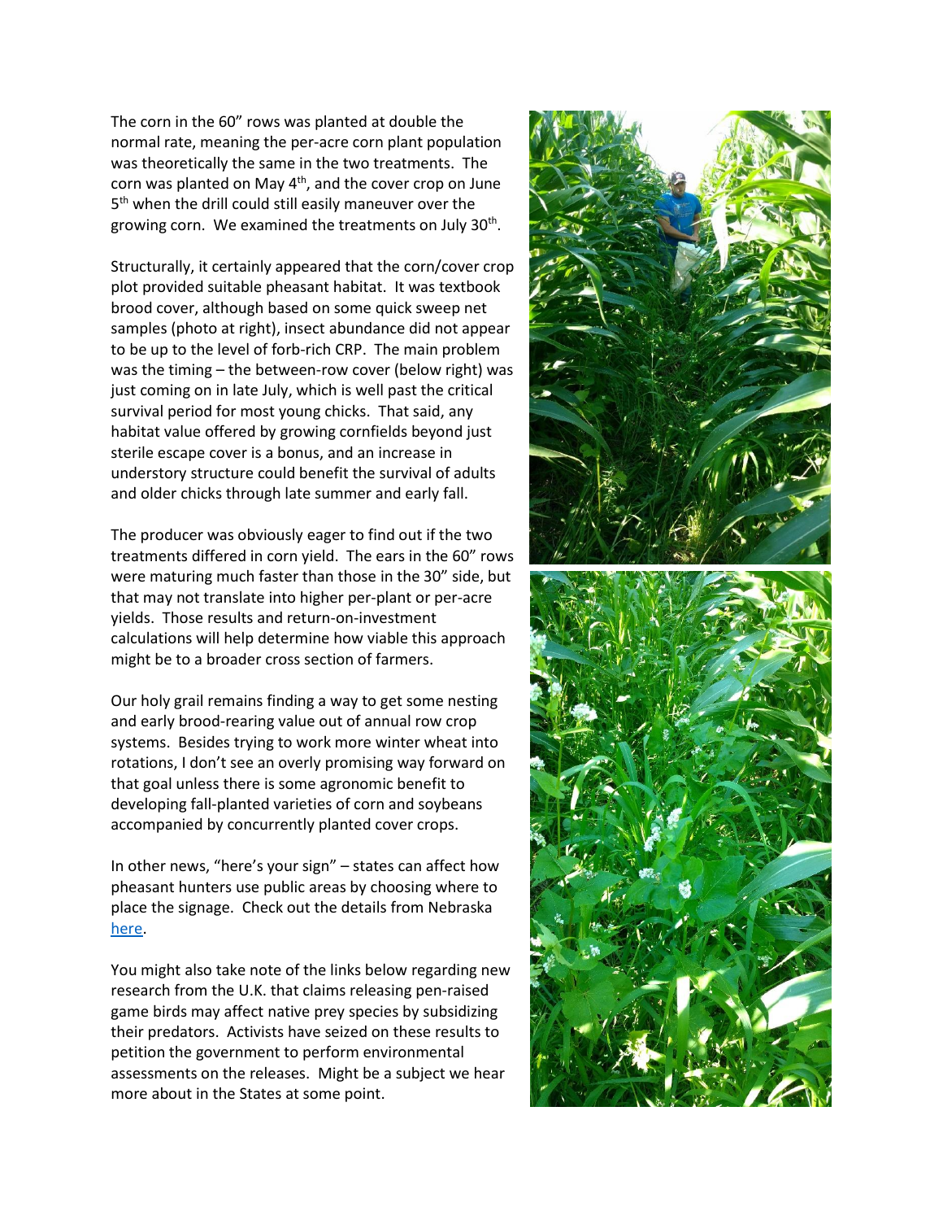The corn in the 60” rows was planted at double the normal rate, meaning the per-acre corn plant population was theoretically the same in the two treatments. The corn was planted on May 4th, and the cover crop on June 5th when the drill could still easily maneuver over the growing corn. We examined the treatments on July 30th.

Structurally, it certainly appeared that the corn/cover crop plot provided suitable pheasant habitat. It was textbook brood cover, although based on some quick sweep net samples (photo at right), insect abundance did not appear to be up to the level of forb-rich CRP. The main problem was the timing – the between-row cover (below right) was just coming on in late July, which is well past the critical survival period for most young chicks. That said, any habitat value offered by growing cornfields beyond just sterile escape cover is a bonus, and an increase in understory structure could benefit the survival of adults and older chicks through late summer and early fall.

The producer was obviously eager to find out if the two treatments differed in corn yield. The ears in the 60” rows were maturing much faster than those in the 30” side, but that may not translate into higher per-plant or per-acre yields. Those results and return-on-investment calculations will help determine how viable this approach might be to a broader cross section of farmers.

Our holy grail remains finding a way to get some nesting and early brood-rearing value out of annual row crop systems. Besides trying to work more winter wheat into rotations, I don’t see an overly promising way forward on that goal unless there is some agronomic benefit to developing fall-planted varieties of corn and soybeans accompanied by concurrently planted cover crops.

In other news, “here’s your sign” – states can affect how pheasant hunters use public areas by choosing where to place the signage. Check out the details from Nebraska here.

You might also take note of the links below regarding new research from the U.K. that claims releasing pen-raised game birds may affect native prey species by subsidizing their predators. Activists have seized on these results to petition the government to perform environmental assessments on the releases. Might be a subject we hear more about in the States at some point.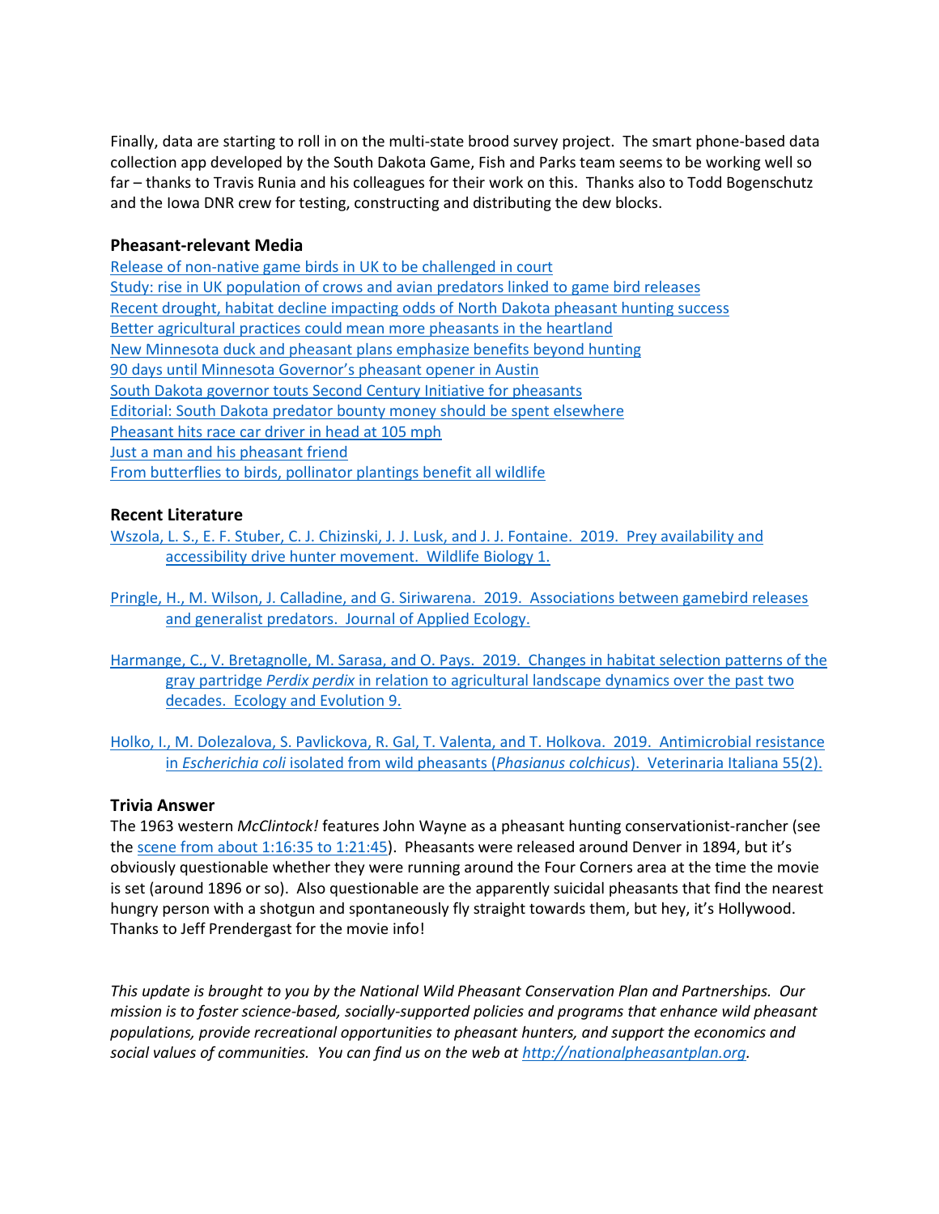Finally, data are starting to roll in on the multi-state brood survey project. The smart phone-based data collection app developed by the South Dakota Game, Fish and Parks team seems to be working well so far – thanks to Travis Runia and his colleagues for their work on this. Thanks also to Todd Bogenschutz and the Iowa DNR crew for testing, constructing and distributing the dew blocks.

### Pheasant-relevant Media

Release of non-native game birds in UK to be challenged in court
Study: rise in UK population of crows and avian predators linked to game bird releases
Recent drought, habitat decline impacting odds of North Dakota pheasant hunting success
Better agricultural practices could mean more pheasants in the heartland
New Minnesota duck and pheasant plans emphasize benefits beyond hunting
90 days until Minnesota Governor's pheasant opener in Austin
South Dakota governor touts Second Century Initiative for pheasants
Editorial: South Dakota predator bounty money should be spent elsewhere
Pheasant hits race car driver in head at 105 mph
Just a man and his pheasant friend
From butterflies to birds, pollinator plantings benefit all wildlife

### Recent Literature

Wszola, L. S., E. F. Stuber, C. J. Chizinski, J. J. Lusk, and J. J. Fontaine. 2019. Prey availability and accessibility drive hunter movement. Wildlife Biology 1.

Pringle, H., M. Wilson, J. Calladine, and G. Siriwarena. 2019. Associations between gamebird releases and generalist predators. Journal of Applied Ecology.

Harmange, C., V. Bretagnolle, M. Sarasa, and O. Pays. 2019. Changes in habitat selection patterns of the gray partridge *Perdix perdix* in relation to agricultural landscape dynamics over the past two decades. Ecology and Evolution 9.

Holko, I., M. Dolezalova, S. Pavlickova, R. Gal, T. Valenta, and T. Holkova. 2019. Antimicrobial resistance in *Escherichia coli* isolated from wild pheasants (*Phasianus colchicus*). Veterinaria Italiana 55(2).

### Trivia Answer

The 1963 western *McClintock!* features John Wayne as a pheasant hunting conservationist-rancher (see the scene from about 1:16:35 to 1:21:45). Pheasants were released around Denver in 1894, but it's obviously questionable whether they were running around the Four Corners area at the time the movie is set (around 1896 or so). Also questionable are the apparently suicidal pheasants that find the nearest hungry person with a shotgun and spontaneously fly straight towards them, but hey, it's Hollywood. Thanks to Jeff Prendergast for the movie info!

*This update is brought to you by the National Wild Pheasant Conservation Plan and Partnerships. Our mission is to foster science-based, socially-supported policies and programs that enhance wild pheasant populations, provide recreational opportunities to pheasant hunters, and support the economics and social values of communities. You can find us on the web at http://nationalpheasantplan.org.*